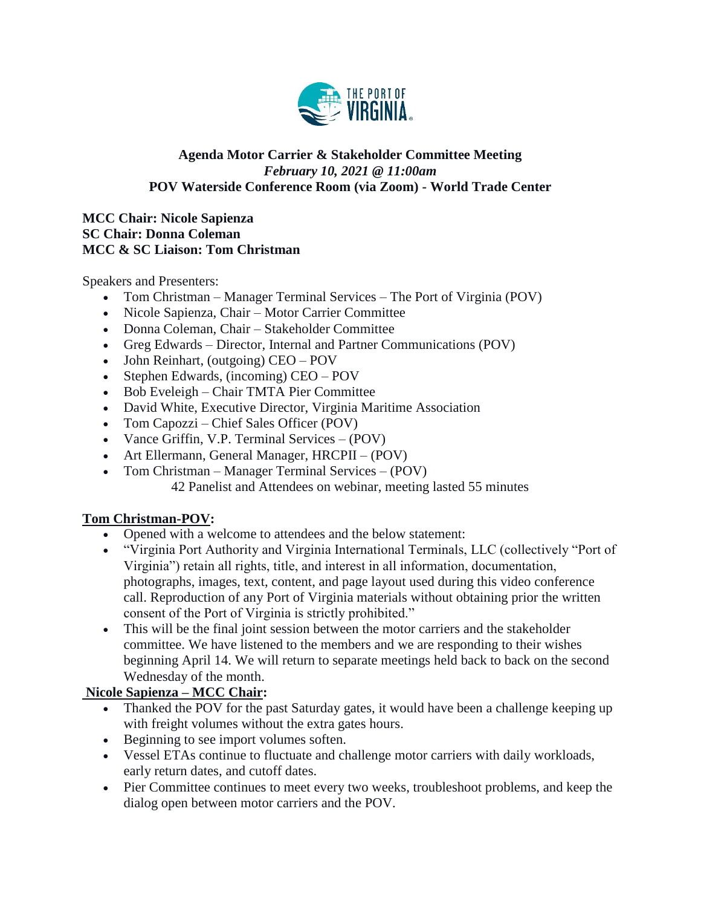**Agenda Motor Carrier & Stakeholder Committee Meeting**
***February 10, 2021 @ 11:00am***
**POV Waterside Conference Room (via Zoom) - World Trade Center**

**MCC Chair: Nicole Sapienza**
**SC Chair: Donna Coleman**
**MCC & SC Liaison: Tom Christman**

Speakers and Presenters:

- Tom Christman – Manager Terminal Services – The Port of Virginia (POV)
- Nicole Sapienza, Chair – Motor Carrier Committee
- Donna Coleman, Chair – Stakeholder Committee
- Greg Edwards – Director, Internal and Partner Communications (POV)
- John Reinhart, (outgoing) CEO – POV
- Stephen Edwards, (incoming) CEO – POV
- Bob Eveleigh – Chair TMTA Pier Committee
- David White, Executive Director, Virginia Maritime Association
- Tom Capozzi – Chief Sales Officer (POV)
- Vance Griffin, V.P. Terminal Services – (POV)
- Art Ellermann, General Manager, HRCPII – (POV)
- Tom Christman – Manager Terminal Services – (POV)

42 Panelist and Attendees on webinar, meeting lasted 55 minutes

**Tom Christman-POV:**

- Opened with a welcome to attendees and the below statement:
- "Virginia Port Authority and Virginia International Terminals, LLC (collectively "Port of Virginia") retain all rights, title, and interest in all information, documentation, photographs, images, text, content, and page layout used during this video conference call. Reproduction of any Port of Virginia materials without obtaining prior the written consent of the Port of Virginia is strictly prohibited."
- This will be the final joint session between the motor carriers and the stakeholder committee. We have listened to the members and we are responding to their wishes beginning April 14. We will return to separate meetings held back to back on the second Wednesday of the month.

**Nicole Sapienza – MCC Chair:**

- Thanked the POV for the past Saturday gates, it would have been a challenge keeping up with freight volumes without the extra gates hours.
- Beginning to see import volumes soften.
- Vessel ETAs continue to fluctuate and challenge motor carriers with daily workloads, early return dates, and cutoff dates.
- Pier Committee continues to meet every two weeks, troubleshoot problems, and keep the dialog open between motor carriers and the POV.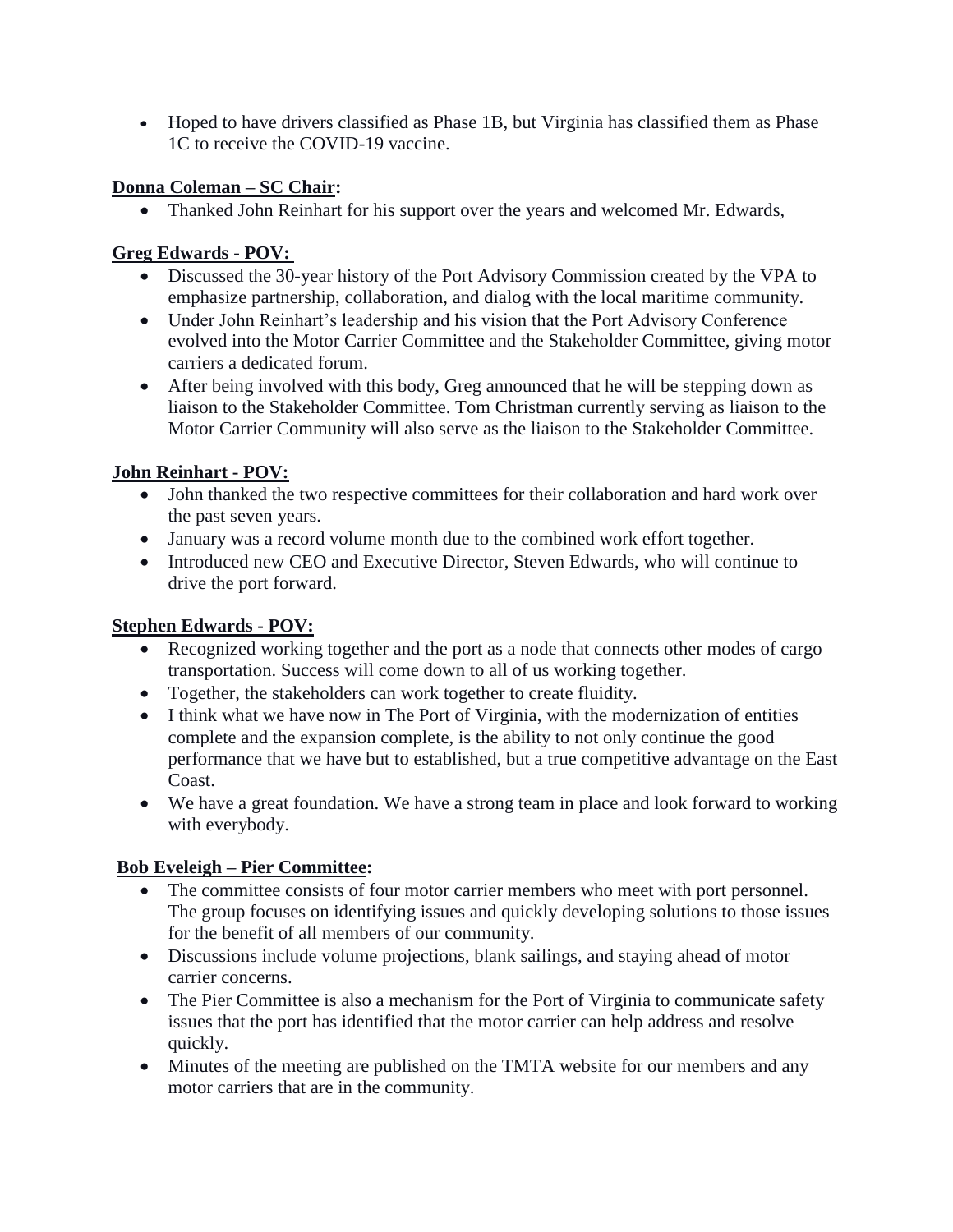- Hoped to have drivers classified as Phase 1B, but Virginia has classified them as Phase 1C to receive the COVID-19 vaccine.

**Donna Coleman – SC Chair:**

- Thanked John Reinhart for his support over the years and welcomed Mr. Edwards,

**Greg Edwards - POV:**

- Discussed the 30-year history of the Port Advisory Commission created by the VPA to emphasize partnership, collaboration, and dialog with the local maritime community.
- Under John Reinhart's leadership and his vision that the Port Advisory Conference evolved into the Motor Carrier Committee and the Stakeholder Committee, giving motor carriers a dedicated forum.
- After being involved with this body, Greg announced that he will be stepping down as liaison to the Stakeholder Committee. Tom Christman currently serving as liaison to the Motor Carrier Community will also serve as the liaison to the Stakeholder Committee.

**John Reinhart - POV:**

- John thanked the two respective committees for their collaboration and hard work over the past seven years.
- January was a record volume month due to the combined work effort together.
- Introduced new CEO and Executive Director, Steven Edwards, who will continue to drive the port forward.

**Stephen Edwards - POV:**

- Recognized working together and the port as a node that connects other modes of cargo transportation. Success will come down to all of us working together.
- Together, the stakeholders can work together to create fluidity.
- I think what we have now in The Port of Virginia, with the modernization of entities complete and the expansion complete, is the ability to not only continue the good performance that we have but to established, but a true competitive advantage on the East Coast.
- We have a great foundation. We have a strong team in place and look forward to working with everybody.

**Bob Eveleigh – Pier Committee:**

- The committee consists of four motor carrier members who meet with port personnel. The group focuses on identifying issues and quickly developing solutions to those issues for the benefit of all members of our community.
- Discussions include volume projections, blank sailings, and staying ahead of motor carrier concerns.
- The Pier Committee is also a mechanism for the Port of Virginia to communicate safety issues that the port has identified that the motor carrier can help address and resolve quickly.
- Minutes of the meeting are published on the TMTA website for our members and any motor carriers that are in the community.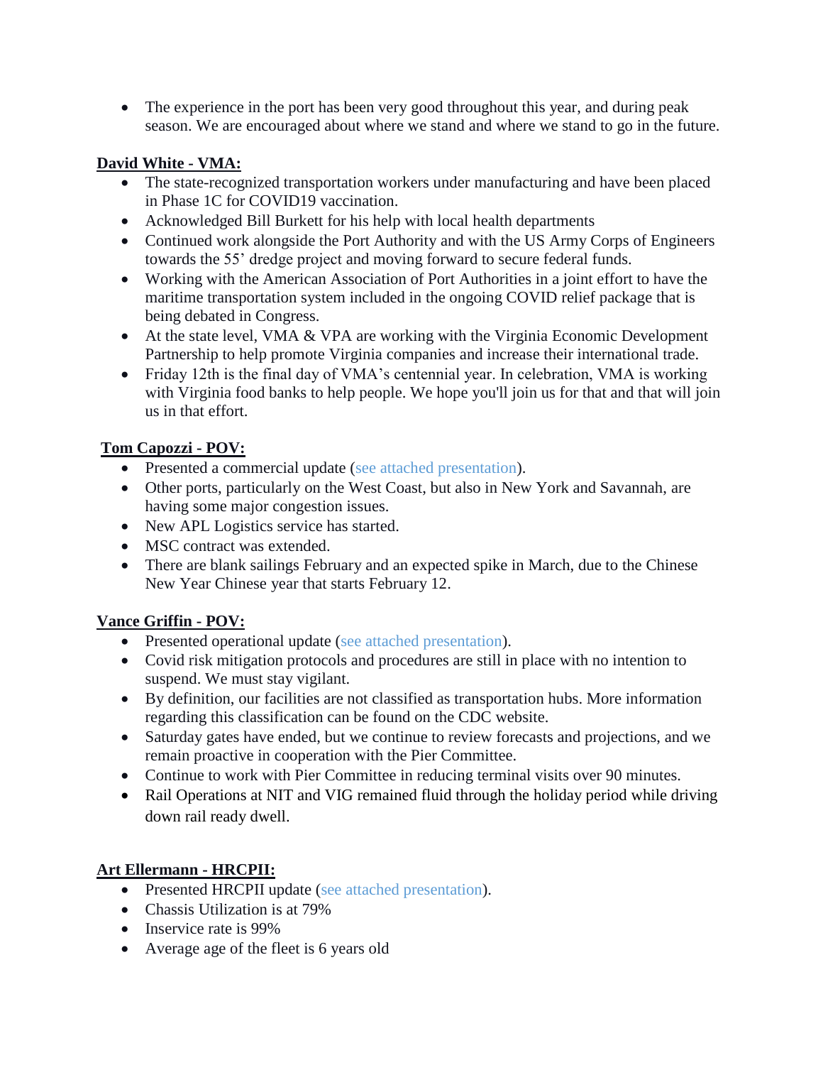- The experience in the port has been very good throughout this year, and during peak season. We are encouraged about where we stand and where we stand to go in the future.

**David White - VMA:**

- The state-recognized transportation workers under manufacturing and have been placed in Phase 1C for COVID19 vaccination.
- Acknowledged Bill Burkett for his help with local health departments
- Continued work alongside the Port Authority and with the US Army Corps of Engineers towards the 55' dredge project and moving forward to secure federal funds.
- Working with the American Association of Port Authorities in a joint effort to have the maritime transportation system included in the ongoing COVID relief package that is being debated in Congress.
- At the state level, VMA & VPA are working with the Virginia Economic Development Partnership to help promote Virginia companies and increase their international trade.
- Friday 12th is the final day of VMA's centennial year. In celebration, VMA is working with Virginia food banks to help people. We hope you'll join us for that and that will join us in that effort.

**Tom Capozzi - POV:**

- Presented a commercial update (see attached presentation).
- Other ports, particularly on the West Coast, but also in New York and Savannah, are having some major congestion issues.
- New APL Logistics service has started.
- MSC contract was extended.
- There are blank sailings February and an expected spike in March, due to the Chinese New Year Chinese year that starts February 12.

**Vance Griffin - POV:**

- Presented operational update (see attached presentation).
- Covid risk mitigation protocols and procedures are still in place with no intention to suspend. We must stay vigilant.
- By definition, our facilities are not classified as transportation hubs. More information regarding this classification can be found on the CDC website.
- Saturday gates have ended, but we continue to review forecasts and projections, and we remain proactive in cooperation with the Pier Committee.
- Continue to work with Pier Committee in reducing terminal visits over 90 minutes.
- Rail Operations at NIT and VIG remained fluid through the holiday period while driving down rail ready dwell.

**Art Ellermann - HRCPII:**

- Presented HRCPII update (see attached presentation).
- Chassis Utilization is at 79%
- Inservice rate is 99%
- Average age of the fleet is 6 years old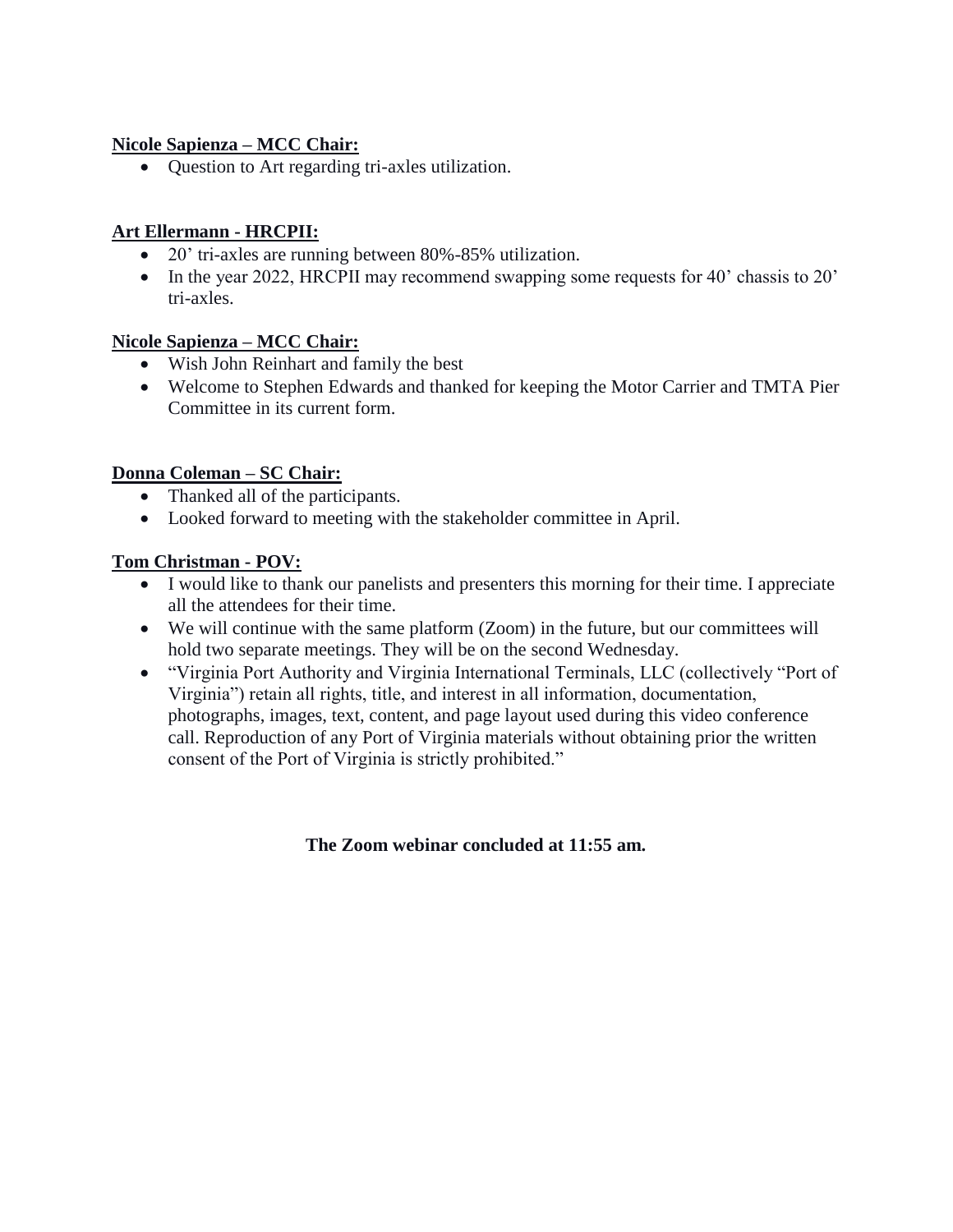**<u>Nicole Sapienza – MCC Chair:</u>**

- Question to Art regarding tri-axles utilization.

**<u>Art Ellermann - HRCPII:</u>**

- 20' tri-axles are running between 80%-85% utilization.
- In the year 2022, HRCPII may recommend swapping some requests for 40' chassis to 20' tri-axles.

**<u>Nicole Sapienza – MCC Chair:</u>**

- Wish John Reinhart and family the best
- Welcome to Stephen Edwards and thanked for keeping the Motor Carrier and TMTA Pier Committee in its current form.

**<u>Donna Coleman – SC Chair:</u>**

- Thanked all of the participants.
- Looked forward to meeting with the stakeholder committee in April.

**<u>Tom Christman - POV:</u>**

- I would like to thank our panelists and presenters this morning for their time. I appreciate all the attendees for their time.
- We will continue with the same platform (Zoom) in the future, but our committees will hold two separate meetings. They will be on the second Wednesday.
- "Virginia Port Authority and Virginia International Terminals, LLC (collectively "Port of Virginia") retain all rights, title, and interest in all information, documentation, photographs, images, text, content, and page layout used during this video conference call. Reproduction of any Port of Virginia materials without obtaining prior the written consent of the Port of Virginia is strictly prohibited."

**The Zoom webinar concluded at 11:55 am.**